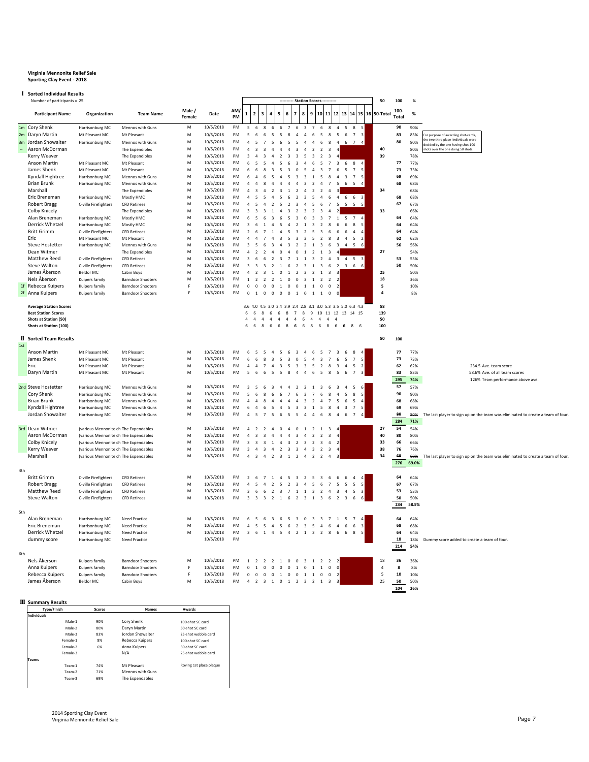**Virginia Mennonite Relief Sale**
**Sporting Clay Event - 2018**

## I Sorted Individual Results

Number of participants = 25

| | Participant Name | Organization | Team Name | Male / Female | Date | AM/PM | 1 | 2 | 3 | 4 | 5 | 6 | 7 | 8 | 9 | 10 | 11 | 12 | 13 | 14 | 15 | 16 | 50-Total | 100-Total | % |
|---|---|---|---|---|---|---|---|---|---|---|---|---|---|---|---|---|---|---|---|---|---|---|---|---|---|
| 1m | Cory Shenk | Harrisonburg MC | Mennos with Guns | M | 10/5/2018 | PM | 5 | 6 | 8 | 6 | 6 | 7 | 6 | 3 | 7 | 6 | 8 | 4 | 5 | 8 | 5 | | | 90 | 90% |
| 2m | Daryn Martin | Mt Pleasant MC | Mt Pleasant | M | 10/5/2018 | PM | 5 | 6 | 6 | 5 | 5 | 8 | 4 | 4 | 6 | 5 | 8 | 5 | 6 | 7 | 3 | | | 83 | 83% |
| 3m | Jordan Showalter | Harrisonburg MC | Mennos with Guns | M | 10/5/2018 | PM | 4 | 5 | 7 | 5 | 6 | 5 | 5 | 4 | 4 | 6 | 8 | 4 | 6 | 7 | 4 | | | 80 | 80% |
| -- | Aaron McDorman | | The Expendibles | M | 10/5/2018 | PM | 4 | 3 | 3 | 4 | 4 | 4 | 3 | 4 | 2 | 2 | 3 | 4 | | | | | 40 | | 80% |
| | Kerry Weaver | | The Expendibles | M | 10/5/2018 | PM | 3 | 4 | 3 | 4 | 2 | 3 | 3 | 5 | 3 | 2 | 3 | 4 | | | | | 39 | | 78% |
| | Anson Martin | Mt Pleasant MC | Mt Pleasant | M | 10/5/2018 | PM | 6 | 5 | 5 | 4 | 5 | 6 | 3 | 4 | 6 | 5 | 7 | 3 | 6 | 8 | 4 | | | 77 | 77% |
| | James Shenk | Mt Pleasant MC | Mt Pleasant | M | 10/5/2018 | PM | 6 | 6 | 8 | 3 | 5 | 3 | 0 | 5 | 4 | 3 | 7 | 6 | 5 | 7 | 5 | | | 73 | 73% |
| | Kyndall Hightree | Harrisonburg MC | Mennos with Guns | M | 10/5/2018 | PM | 6 | 4 | 6 | 5 | 4 | 5 | 3 | 3 | 1 | 5 | 8 | 4 | 3 | 7 | 5 | | | 69 | 69% |
| | Brian Brunk | Harrisonburg MC | Mennos with Guns | M | 10/5/2018 | PM | 4 | 4 | 8 | 4 | 4 | 4 | 4 | 3 | 2 | 4 | 7 | 5 | 6 | 5 | 4 | | | 68 | 68% |
| | Marshall | | The Expendibles | M | 10/5/2018 | PM | 4 | 3 | 4 | 2 | 3 | 1 | 2 | 4 | 2 | 2 | 4 | 3 | | | | | 34 | | 68% |
| | Eric Breneman | Harrisonburg MC | Mostly HMC | M | 10/5/2018 | PM | 4 | 5 | 5 | 4 | 5 | 6 | 2 | 3 | 5 | 4 | 6 | 4 | 6 | 6 | 3 | | | 68 | 68% |
| | Robert Bragg | C-ville Firefighters | CFD Retirees | M | 10/5/2018 | PM | 4 | 5 | 4 | 2 | 5 | 2 | 3 | 4 | 5 | 6 | 7 | 5 | 5 | 5 | 5 | | | 67 | 67% |
| | Colby Knicely | | The Expendibles | M | 10/5/2018 | PM | 3 | 3 | 3 | 1 | 4 | 3 | 2 | 3 | 2 | 3 | 4 | 2 | | | | | 33 | | 66% |
| | Alan Breneman | Harrisonburg MC | Mostly HMC | M | 10/5/2018 | PM | 6 | 5 | 6 | 3 | 6 | 5 | 3 | 0 | 3 | 3 | 7 | 1 | 5 | 7 | 4 | | | 64 | 64% |
| | Derrick Whetzel | Harrisonburg MC | Mostly HMC | M | 10/5/2018 | PM | 3 | 6 | 1 | 4 | 5 | 4 | 2 | 1 | 3 | 2 | 8 | 6 | 6 | 8 | 5 | | | 64 | 64% |
| | Britt Grimm | C-ville Firefighters | CFD Retirees | M | 10/5/2018 | PM | 2 | 6 | 7 | 1 | 4 | 5 | 3 | 2 | 5 | 3 | 6 | 6 | 6 | 4 | 4 | | | 64 | 64% |
| | Eric | Mt Pleasant MC | Mt Pleasant | M | 10/5/2018 | PM | 4 | 4 | 7 | 4 | 3 | 5 | 3 | 3 | 5 | 2 | 8 | 3 | 4 | 5 | 2 | | | 62 | 62% |
| | Steve Hostetter | Harrisonburg MC | Mennos with Guns | M | 10/5/2018 | PM | 3 | 5 | 6 | 3 | 4 | 3 | 2 | 2 | 1 | 3 | 6 | 3 | 4 | 5 | 6 | | | 56 | 56% |
| | Dean Witmer | | The Expendibles | M | 10/5/2018 | PM | 4 | 2 | 2 | 4 | 0 | 4 | 0 | 1 | 2 | 1 | 3 | 4 | | | | | 27 | | 54% |
| | Matthew Reed | C-ville Firefighters | CFD Retirees | M | 10/5/2018 | PM | 3 | 6 | 6 | 2 | 3 | 7 | 1 | 1 | 3 | 2 | 4 | 3 | 4 | 5 | 3 | | | 53 | 53% |
| | Steve Walton | C-ville Firefighters | CFD Retirees | M | 10/5/2018 | PM | 3 | 3 | 3 | 2 | 1 | 6 | 2 | 3 | 1 | 3 | 6 | 2 | 3 | 6 | 6 | | | 50 | 50% |
| | James Åkerson | Beldor MC | Cabin Boys | M | 10/5/2018 | PM | 4 | 2 | 3 | 1 | 0 | 1 | 2 | 3 | 2 | 1 | 3 | 3 | | | | | 25 | | 50% |
| | Nels Åkerson | Kuipers family | Barndoor Shooters | M | 10/5/2018 | PM | 1 | 2 | 2 | 2 | 1 | 0 | 0 | 3 | 1 | 2 | 2 | 2 | | | | | 18 | | 36% |
| 1f | Rebecca Kuipers | Kuipers family | Barndoor Shooters | F | 10/5/2018 | PM | 0 | 0 | 0 | 0 | 1 | 0 | 0 | 1 | 1 | 0 | 0 | 2 | | | | | 5 | | 10% |
| 2f | Anna Kuipers | Kuipers family | Barndoor Shooters | F | 10/5/2018 | PM | 0 | 1 | 0 | 0 | 0 | 0 | 1 | 0 | 1 | 1 | 0 | 0 | | | | | 4 | | 8% |
| | **Average Station Scores** | | | | | | 3.6 | 4.0 | 4.5 | 3.0 | 3.4 | 3.9 | 2.4 | 2.8 | 3.1 | 3.0 | 5.3 | 3.5 | 5.0 | 6.3 | 4.3 | | 58 | | |
| | **Best Station Scores** | | | | | | 6 | 6 | 8 | 6 | 6 | 8 | 7 | 8 | 9 | 10 | 11 | 12 | 13 | 14 | 15 | | 139 | | |
| | **Shots at Station (50)** | | | | | | 4 | 4 | 4 | 4 | 4 | 4 | 4 | 6 | 4 | 4 | 4 | 4 | | | | | 50 | | |
| | **Shots at Station (100)** | | | | | | 6 | 6 | 8 | 6 | 6 | 8 | 6 | 6 | 8 | 6 | 8 | 6 | 6 | 8 | 6 | | 100 | | |

For purpose of awarding shot-cards, the two third place individuals were decided by the one having shot 100 shots over the one doing 50 shots.

## II Sorted Team Results

| | Participant Name | Organization | Team Name | Male / Female | Date | AM/PM | 1 | 2 | 3 | 4 | 5 | 6 | 7 | 8 | 9 | 10 | 11 | 12 | 13 | 14 | 15 | 16 | 50 | 100 | % | Notes |
|---|---|---|---|---|---|---|---|---|---|---|---|---|---|---|---|---|---|---|---|---|---|---|---|---|---|---|
| 1st | Anson Martin | Mt Pleasant MC | Mt Pleasant | M | 10/5/2018 | PM | 6 | 5 | 5 | 4 | 5 | 6 | 3 | 4 | 6 | 5 | 7 | 3 | 6 | 8 | 4 | | | 77 | 77% | |
| | James Shenk | Mt Pleasant MC | Mt Pleasant | M | 10/5/2018 | PM | 6 | 6 | 8 | 3 | 5 | 3 | 0 | 5 | 4 | 3 | 7 | 6 | 5 | 7 | 5 | | | 73 | 73% | |
| | Eric | Mt Pleasant MC | Mt Pleasant | M | 10/5/2018 | PM | 4 | 4 | 7 | 4 | 3 | 5 | 3 | 3 | 5 | 2 | 8 | 3 | 4 | 5 | 2 | | | 62 | 62% | 234.5 Ave. team score |
| | Daryn Martin | Mt Pleasant MC | Mt Pleasant | M | 10/5/2018 | PM | 5 | 6 | 6 | 5 | 5 | 8 | 4 | 4 | 6 | 5 | 8 | 5 | 6 | 7 | 3 | | | 83 | 83% | 58.6% Ave. of all team scores |
| | | | | | | | | | | | | | | | | | | | | | | | | **295** | **74%** | 126% Team performance above ave. |
| 2nd | Steve Hostetter | Harrisonburg MC | Mennos with Guns | M | 10/5/2018 | PM | 3 | 5 | 6 | 3 | 4 | 4 | 2 | 2 | 1 | 3 | 6 | 3 | 4 | 5 | 6 | | | 57 | 57% | |
| | Cory Shenk | Harrisonburg MC | Mennos with Guns | M | 10/5/2018 | PM | 5 | 6 | 8 | 6 | 6 | 7 | 6 | 3 | 7 | 6 | 8 | 4 | 5 | 8 | 5 | | | 90 | 90% | |
| | Brian Brunk | Harrisonburg MC | Mennos with Guns | M | 10/5/2018 | PM | 4 | 4 | 8 | 4 | 4 | 4 | 4 | 3 | 2 | 4 | 7 | 5 | 6 | 5 | 4 | | | 68 | 68% | |
| | Kyndall Hightree | Harrisonburg MC | Mennos with Guns | M | 10/5/2018 | PM | 6 | 4 | 6 | 5 | 4 | 5 | 3 | 3 | 1 | 5 | 8 | 4 | 3 | 7 | 5 | | | 69 | 69% | |
| | Jordan Showalter | Harrisonburg MC | Mennos with Guns | M | 10/5/2018 | PM | 4 | 5 | 7 | 5 | 6 | 5 | 5 | 4 | 4 | 6 | 8 | 4 | 6 | 7 | 4 | | | 80 | 80% | The last player to sign up on the team was eliminated to create a team of four. |
| | | | | | | | | | | | | | | | | | | | | | | | | **284** | **71%** | |
| 3rd | Dean Witmer | (various Mennonite ch | The Expendables | M | 10/5/2018 | PM | 4 | 2 | 2 | 4 | 0 | 4 | 0 | 1 | 2 | 1 | 3 | 4 | | | | | 27 | 54 | 54% | |
| | Aaron McDorman | (various Mennonite ch | The Expendables | M | 10/5/2018 | PM | 4 | 3 | 3 | 4 | 4 | 4 | 3 | 4 | 2 | 2 | 3 | 4 | | | | | 40 | 80 | 80% | |
| | Colby Knicely | (various Mennonite ch | The Expendables | M | 10/5/2018 | PM | 3 | 3 | 3 | 1 | 4 | 3 | 2 | 3 | 2 | 3 | 4 | 2 | | | | | 33 | 66 | 66% | |
| | Kerry Weaver | (various Mennonite ch | The Expendables | M | 10/5/2018 | PM | 3 | 4 | 3 | 4 | 2 | 3 | 3 | 4 | 3 | 2 | 3 | 4 | | | | | 38 | 76 | 76% | |
| | Marshall | (various Mennonite ch | The Expendables | M | 10/5/2018 | PM | 4 | 3 | 4 | 2 | 3 | 1 | 2 | 4 | 2 | 2 | 4 | 3 | | | | | 34 | 68 | 68% | The last player to sign up on the team was eliminated to create a team of four. |
| | | | | | | | | | | | | | | | | | | | | | | | | **276** | **69.0%** | |
| 4th | Britt Grimm | C-ville Firefighters | CFD Retirees | M | 10/5/2018 | PM | 2 | 6 | 7 | 1 | 4 | 5 | 3 | 2 | 5 | 3 | 6 | 6 | 6 | 4 | 4 | | | 64 | 64% | |
| | Robert Bragg | C-ville Firefighters | CFD Retirees | M | 10/5/2018 | PM | 4 | 5 | 4 | 2 | 5 | 2 | 3 | 4 | 5 | 6 | 7 | 5 | 5 | 5 | 5 | | | 67 | 67% | |
| | Matthew Reed | C-ville Firefighters | CFD Retirees | M | 10/5/2018 | PM | 3 | 6 | 6 | 2 | 3 | 7 | 1 | 1 | 3 | 2 | 4 | 3 | 4 | 5 | 3 | | | 53 | 53% | |
| | Steve Walton | C-ville Firefighters | CFD Retirees | M | 10/5/2018 | PM | 3 | 3 | 3 | 2 | 1 | 6 | 2 | 3 | 1 | 3 | 6 | 2 | 3 | 6 | 6 | | | 50 | 50% | |
| | | | | | | | | | | | | | | | | | | | | | | | | **234** | **58.5%** | |
| 5th | Alan Breneman | Harrisonburg MC | Need Practice | M | 10/5/2018 | PM | 6 | 5 | 6 | 3 | 6 | 5 | 3 | 0 | 3 | 3 | 7 | 1 | 5 | 7 | 4 | | | 64 | 64% | |
| | Eric Breneman | Harrisonburg MC | Need Practice | M | 10/5/2018 | PM | 4 | 5 | 5 | 4 | 5 | 6 | 2 | 3 | 5 | 4 | 6 | 4 | 6 | 6 | 3 | | | 68 | 68% | |
| | Derrick Whetzel | Harrisonburg MC | Need Practice | M | 10/5/2018 | PM | 3 | 6 | 1 | 4 | 5 | 4 | 2 | 1 | 3 | 2 | 8 | 6 | 6 | 8 | 5 | | | 64 | 64% | |
| | dummy score | Harrisonburg MC | Need Practice | | 10/5/2018 | PM | | | | | | | | | | | | | | | | | | 18 | 18% | Dummy score added to create a team of four. |
| | | | | | | | | | | | | | | | | | | | | | | | | **214** | **54%** | |
| 6th | Nels Åkerson | Kuipers family | Barndoor Shooters | M | 10/5/2018 | PM | 1 | 2 | 2 | 2 | 1 | 0 | 0 | 3 | 1 | 2 | 2 | 2 | | | | | 18 | 36 | 36% | |
| | Anna Kuipers | Kuipers family | Barndoor Shooters | F | 10/5/2018 | PM | 0 | 1 | 0 | 0 | 0 | 0 | 1 | 0 | 1 | 1 | 0 | 0 | | | | | 4 | 8 | 8% | |
| | Rebecca Kuipers | Kuipers family | Barndoor Shooters | F | 10/5/2018 | PM | 0 | 0 | 0 | 0 | 1 | 0 | 0 | 1 | 1 | 0 | 0 | 2 | | | | | 5 | 10 | 10% | |
| | James Åkerson | Beldor MC | Cabin Boys | M | 10/5/2018 | PM | 4 | 2 | 3 | 1 | 0 | 1 | 2 | 3 | 2 | 1 | 3 | 3 | | | | | 25 | 50 | 50% | |
| | | | | | | | | | | | | | | | | | | | | | | | | **104** | **26%** | |

## III Summary Results

| Type/Finish | Scores | Names | Awards |
|---|---|---|---|
| **Individuals** | | | |
| Male-1 | 90% | Cory Shenk | 100-shot SC card |
| Male-2 | 80% | Daryn Martin | 50-shot SC card |
| Male-3 | 83% | Jordan Showalter | 25-shot wobble card |
| Female-1 | 8% | Rebecca Kuipers | 100-shot SC card |
| Female-2 | 6% | Anna Kuipers | 50-shot SC card |
| Female-3 | | N/A | 25-shot wobble card |
| **Teams** | | | |
| Team-1 | 74% | Mt Pleasant | Roving 1st place plaque |
| Team-2 | 71% | Mennos with Guns | |
| Team-3 | 69% | The Expendables | |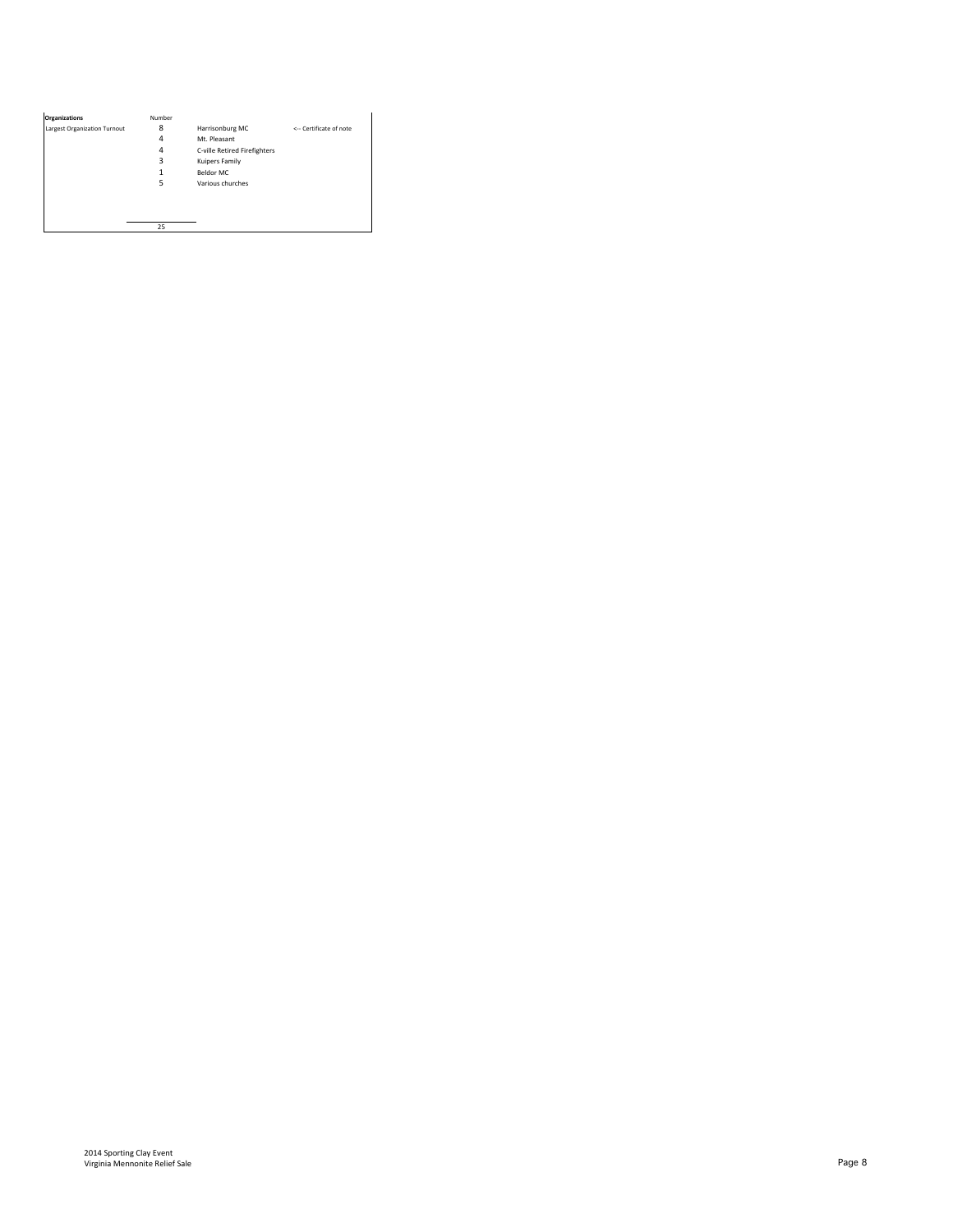| Organizations | Number | | |
|---|---|---|---|
| Largest Organization Turnout | 8 | Harrisonburg MC | <-- Certificate of note |
| | 4 | Mt. Pleasant | |
| | 4 | C-ville Retired Firefighters | |
| | 3 | Kuipers Family | |
| | 1 | Beldor MC | |
| | 5 | Various churches | |
| | 25 | | |